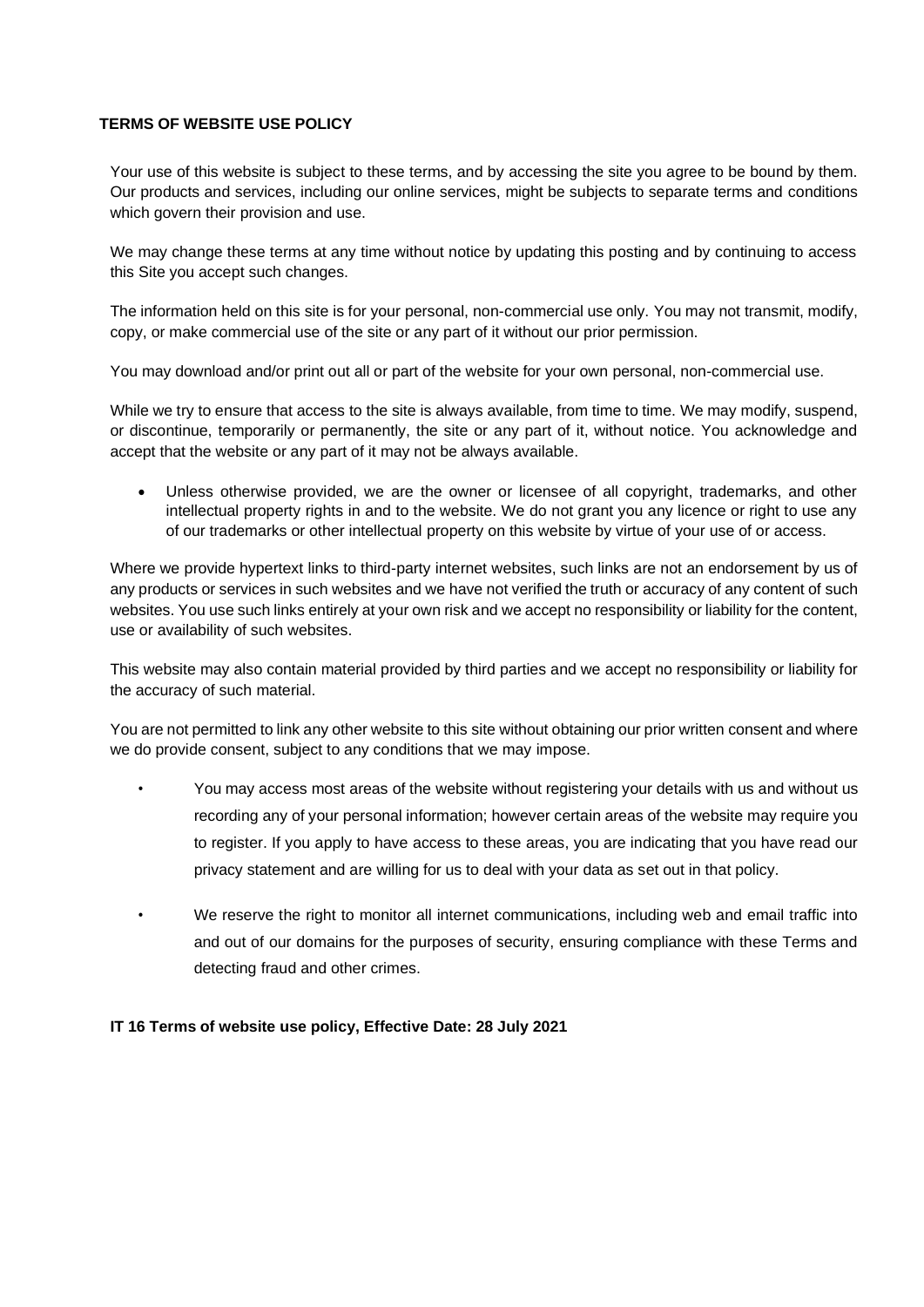**TERMS OF WEBSITE USE POLICY**

Your use of this website is subject to these terms, and by accessing the site you agree to be bound by them. Our products and services, including our online services, might be subjects to separate terms and conditions which govern their provision and use.

We may change these terms at any time without notice by updating this posting and by continuing to access this Site you accept such changes.

The information held on this site is for your personal, non-commercial use only. You may not transmit, modify, copy, or make commercial use of the site or any part of it without our prior permission.

You may download and/or print out all or part of the website for your own personal, non-commercial use.

While we try to ensure that access to the site is always available, from time to time. We may modify, suspend, or discontinue, temporarily or permanently, the site or any part of it, without notice. You acknowledge and accept that the website or any part of it may not be always available.

- Unless otherwise provided, we are the owner or licensee of all copyright, trademarks, and other intellectual property rights in and to the website. We do not grant you any licence or right to use any of our trademarks or other intellectual property on this website by virtue of your use of or access.

Where we provide hypertext links to third-party internet websites, such links are not an endorsement by us of any products or services in such websites and we have not verified the truth or accuracy of any content of such websites. You use such links entirely at your own risk and we accept no responsibility or liability for the content, use or availability of such websites.

This website may also contain material provided by third parties and we accept no responsibility or liability for the accuracy of such material.

You are not permitted to link any other website to this site without obtaining our prior written consent and where we do provide consent, subject to any conditions that we may impose.

- You may access most areas of the website without registering your details with us and without us recording any of your personal information; however certain areas of the website may require you to register. If you apply to have access to these areas, you are indicating that you have read our privacy statement and are willing for us to deal with your data as set out in that policy.

- We reserve the right to monitor all internet communications, including web and email traffic into and out of our domains for the purposes of security, ensuring compliance with these Terms and detecting fraud and other crimes.

**IT 16 Terms of website use policy, Effective Date: 28 July 2021**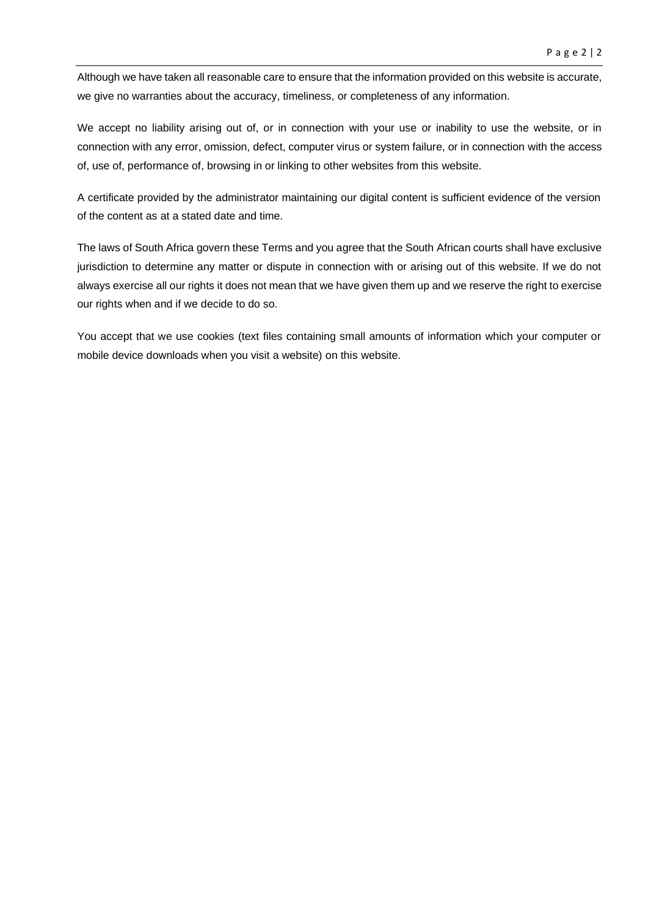Although we have taken all reasonable care to ensure that the information provided on this website is accurate, we give no warranties about the accuracy, timeliness, or completeness of any information.

We accept no liability arising out of, or in connection with your use or inability to use the website, or in connection with any error, omission, defect, computer virus or system failure, or in connection with the access of, use of, performance of, browsing in or linking to other websites from this website.

A certificate provided by the administrator maintaining our digital content is sufficient evidence of the version of the content as at a stated date and time.

The laws of South Africa govern these Terms and you agree that the South African courts shall have exclusive jurisdiction to determine any matter or dispute in connection with or arising out of this website. If we do not always exercise all our rights it does not mean that we have given them up and we reserve the right to exercise our rights when and if we decide to do so.

You accept that we use cookies (text files containing small amounts of information which your computer or mobile device downloads when you visit a website) on this website.